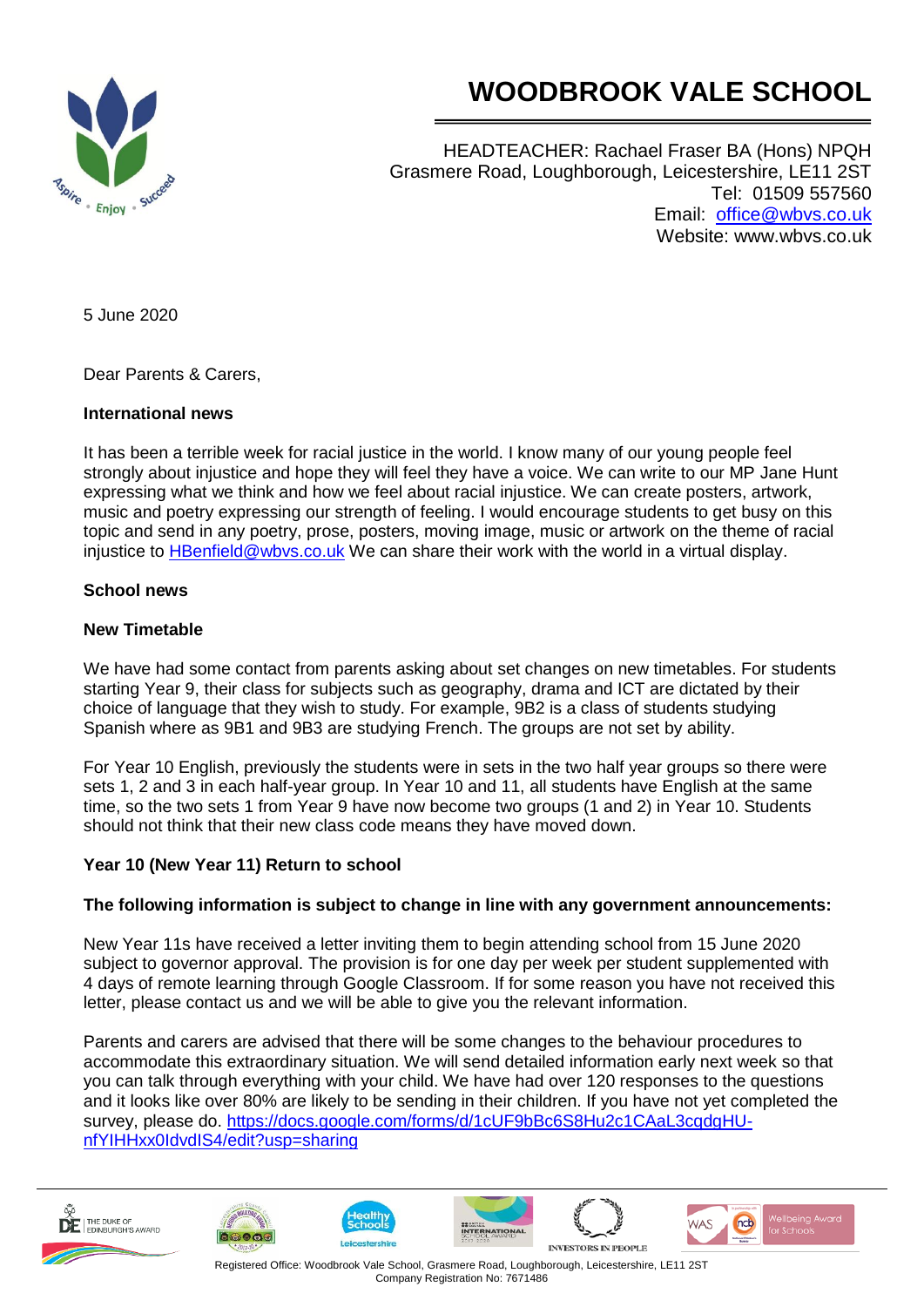# WOODBROOK VALE SCHOOL

HEADTEACHER: Rachael Fraser BA (Hons) NPQH
Grasmere Road, Loughborough, Leicestershire, LE11 2ST
Tel: 01509 557560
Email: office@wbvs.co.uk
Website: www.wbvs.co.uk

5 June 2020

Dear Parents & Carers,

**International news**

It has been a terrible week for racial justice in the world. I know many of our young people feel strongly about injustice and hope they will feel they have a voice. We can write to our MP Jane Hunt expressing what we think and how we feel about racial injustice. We can create posters, artwork, music and poetry expressing our strength of feeling. I would encourage students to get busy on this topic and send in any poetry, prose, posters, moving image, music or artwork on the theme of racial injustice to HBenfield@wbvs.co.uk We can share their work with the world in a virtual display.

**School news**

**New Timetable**

We have had some contact from parents asking about set changes on new timetables. For students starting Year 9, their class for subjects such as geography, drama and ICT are dictated by their choice of language that they wish to study. For example, 9B2 is a class of students studying Spanish where as 9B1 and 9B3 are studying French. The groups are not set by ability.

For Year 10 English, previously the students were in sets in the two half year groups so there were sets 1, 2 and 3 in each half-year group. In Year 10 and 11, all students have English at the same time, so the two sets 1 from Year 9 have now become two groups (1 and 2) in Year 10. Students should not think that their new class code means they have moved down.

**Year 10 (New Year 11) Return to school**

**The following information is subject to change in line with any government announcements:**

New Year 11s have received a letter inviting them to begin attending school from 15 June 2020 subject to governor approval. The provision is for one day per week per student supplemented with 4 days of remote learning through Google Classroom. If for some reason you have not received this letter, please contact us and we will be able to give you the relevant information.

Parents and carers are advised that there will be some changes to the behaviour procedures to accommodate this extraordinary situation. We will send detailed information early next week so that you can talk through everything with your child. We have had over 120 responses to the questions and it looks like over 80% are likely to be sending in their children. If you have not yet completed the survey, please do. https://docs.google.com/forms/d/1cUF9bBc6S8Hu2c1CAaL3cqdgHU-nfYIHHxx0IdvdIS4/edit?usp=sharing

Registered Office: Woodbrook Vale School, Grasmere Road, Loughborough, Leicestershire, LE11 2ST
Company Registration No: 7671486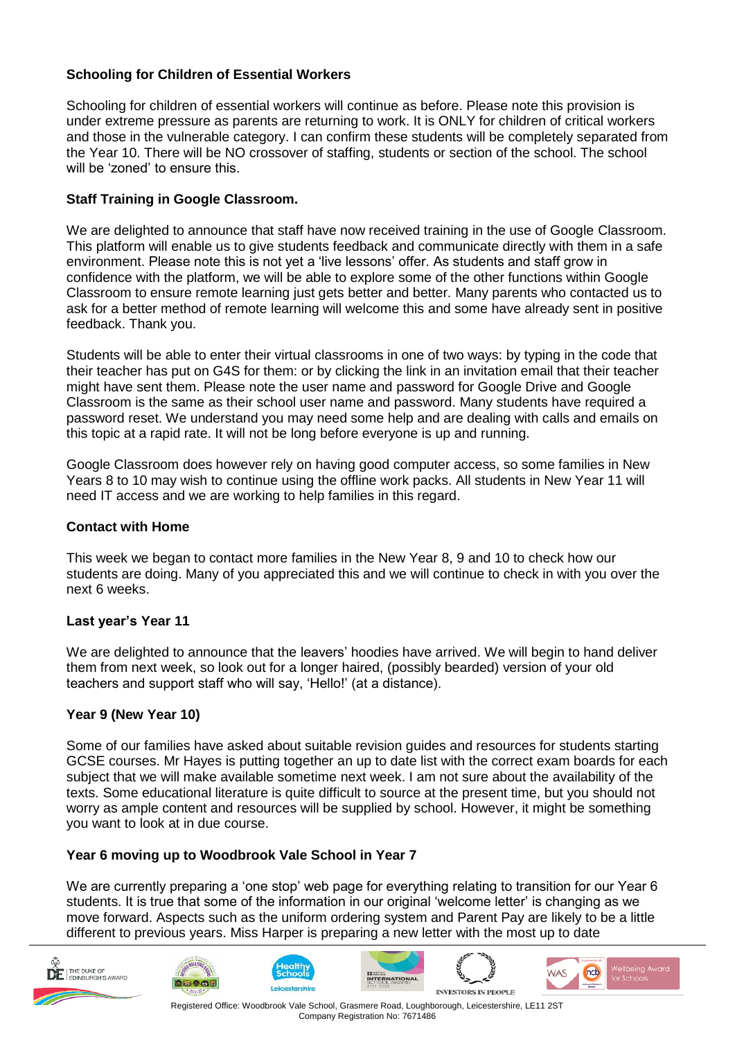**Schooling for Children of Essential Workers**

Schooling for children of essential workers will continue as before. Please note this provision is under extreme pressure as parents are returning to work. It is ONLY for children of critical workers and those in the vulnerable category. I can confirm these students will be completely separated from the Year 10. There will be NO crossover of staffing, students or section of the school. The school will be 'zoned' to ensure this.

**Staff Training in Google Classroom.**

We are delighted to announce that staff have now received training in the use of Google Classroom. This platform will enable us to give students feedback and communicate directly with them in a safe environment. Please note this is not yet a 'live lessons' offer. As students and staff grow in confidence with the platform, we will be able to explore some of the other functions within Google Classroom to ensure remote learning just gets better and better. Many parents who contacted us to ask for a better method of remote learning will welcome this and some have already sent in positive feedback. Thank you.

Students will be able to enter their virtual classrooms in one of two ways: by typing in the code that their teacher has put on G4S for them: or by clicking the link in an invitation email that their teacher might have sent them. Please note the user name and password for Google Drive and Google Classroom is the same as their school user name and password. Many students have required a password reset. We understand you may need some help and are dealing with calls and emails on this topic at a rapid rate. It will not be long before everyone is up and running.

Google Classroom does however rely on having good computer access, so some families in New Years 8 to 10 may wish to continue using the offline work packs. All students in New Year 11 will need IT access and we are working to help families in this regard.

**Contact with Home**

This week we began to contact more families in the New Year 8, 9 and 10 to check how our students are doing. Many of you appreciated this and we will continue to check in with you over the next 6 weeks.

**Last year's Year 11**

We are delighted to announce that the leavers' hoodies have arrived. We will begin to hand deliver them from next week, so look out for a longer haired, (possibly bearded) version of your old teachers and support staff who will say, 'Hello!' (at a distance).

**Year 9 (New Year 10)**

Some of our families have asked about suitable revision guides and resources for students starting GCSE courses. Mr Hayes is putting together an up to date list with the correct exam boards for each subject that we will make available sometime next week. I am not sure about the availability of the texts. Some educational literature is quite difficult to source at the present time, but you should not worry as ample content and resources will be supplied by school. However, it might be something you want to look at in due course.

**Year 6 moving up to Woodbrook Vale School in Year 7**

We are currently preparing a 'one stop' web page for everything relating to transition for our Year 6 students. It is true that some of the information in our original 'welcome letter' is changing as we move forward. Aspects such as the uniform ordering system and Parent Pay are likely to be a little different to previous years. Miss Harper is preparing a new letter with the most up to date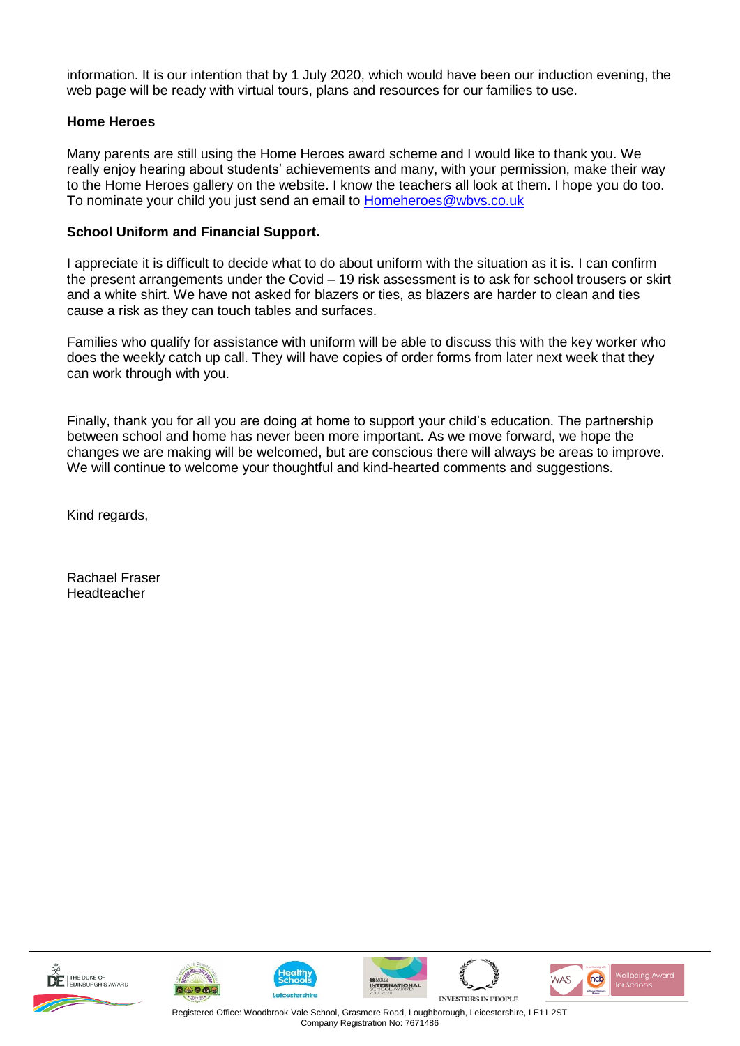information. It is our intention that by 1 July 2020, which would have been our induction evening, the web page will be ready with virtual tours, plans and resources for our families to use.

**Home Heroes**

Many parents are still using the Home Heroes award scheme and I would like to thank you. We really enjoy hearing about students' achievements and many, with your permission, make their way to the Home Heroes gallery on the website. I know the teachers all look at them. I hope you do too. To nominate your child you just send an email to Homeheroes@wbvs.co.uk

**School Uniform and Financial Support.**

I appreciate it is difficult to decide what to do about uniform with the situation as it is. I can confirm the present arrangements under the Covid – 19 risk assessment is to ask for school trousers or skirt and a white shirt. We have not asked for blazers or ties, as blazers are harder to clean and ties cause a risk as they can touch tables and surfaces.

Families who qualify for assistance with uniform will be able to discuss this with the key worker who does the weekly catch up call. They will have copies of order forms from later next week that they can work through with you.

Finally, thank you for all you are doing at home to support your child's education. The partnership between school and home has never been more important. As we move forward, we hope the changes we are making will be welcomed, but are conscious there will always be areas to improve. We will continue to welcome your thoughtful and kind-hearted comments and suggestions.

Kind regards,

Rachael Fraser
Headteacher

Registered Office: Woodbrook Vale School, Grasmere Road, Loughborough, Leicestershire, LE11 2ST
Company Registration No: 7671486